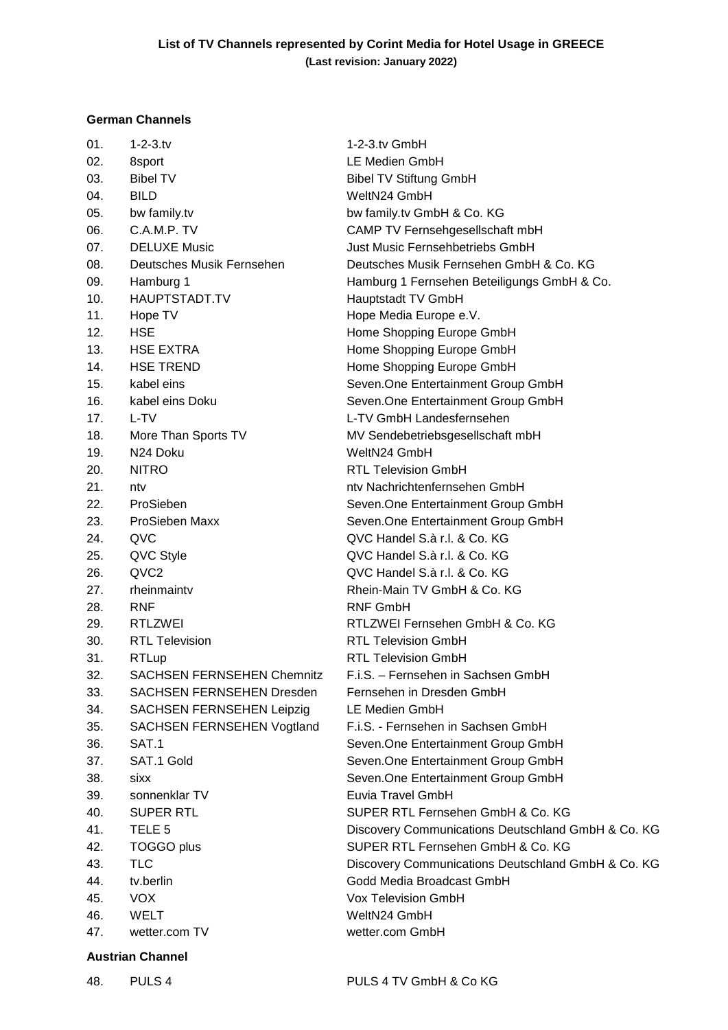**List of TV Channels represented by Corint Media for Hotel Usage in GREECE**
**(Last revision: January 2022)**

**German Channels**

| | | |
|---|---|---|
| 01. | 1-2-3.tv | 1-2-3.tv GmbH |
| 02. | 8sport | LE Medien GmbH |
| 03. | Bibel TV | Bibel TV Stiftung GmbH |
| 04. | BILD | WeltN24 GmbH |
| 05. | bw family.tv | bw family.tv GmbH & Co. KG |
| 06. | C.A.M.P. TV | CAMP TV Fernsehgesellschaft mbH |
| 07. | DELUXE Music | Just Music Fernsehbetriebs GmbH |
| 08. | Deutsches Musik Fernsehen | Deutsches Musik Fernsehen GmbH & Co. KG |
| 09. | Hamburg 1 | Hamburg 1 Fernsehen Beteiligungs GmbH & Co. |
| 10. | HAUPTSTADT.TV | Hauptstadt TV GmbH |
| 11. | Hope TV | Hope Media Europe e.V. |
| 12. | HSE | Home Shopping Europe GmbH |
| 13. | HSE EXTRA | Home Shopping Europe GmbH |
| 14. | HSE TREND | Home Shopping Europe GmbH |
| 15. | kabel eins | Seven.One Entertainment Group GmbH |
| 16. | kabel eins Doku | Seven.One Entertainment Group GmbH |
| 17. | L-TV | L-TV GmbH Landesfernsehen |
| 18. | More Than Sports TV | MV Sendebetriebsgesellschaft mbH |
| 19. | N24 Doku | WeltN24 GmbH |
| 20. | NITRO | RTL Television GmbH |
| 21. | ntv | ntv Nachrichtenfernsehen GmbH |
| 22. | ProSieben | Seven.One Entertainment Group GmbH |
| 23. | ProSieben Maxx | Seven.One Entertainment Group GmbH |
| 24. | QVC | QVC Handel S.à r.l. & Co. KG |
| 25. | QVC Style | QVC Handel S.à r.l. & Co. KG |
| 26. | QVC2 | QVC Handel S.à r.l. & Co. KG |
| 27. | rheinmaintv | Rhein-Main TV GmbH & Co. KG |
| 28. | RNF | RNF GmbH |
| 29. | RTLZWEI | RTLZWEI Fernsehen GmbH & Co. KG |
| 30. | RTL Television | RTL Television GmbH |
| 31. | RTLup | RTL Television GmbH |
| 32. | SACHSEN FERNSEHEN Chemnitz | F.i.S. – Fernsehen in Sachsen GmbH |
| 33. | SACHSEN FERNSEHEN Dresden | Fernsehen in Dresden GmbH |
| 34. | SACHSEN FERNSEHEN Leipzig | LE Medien GmbH |
| 35. | SACHSEN FERNSEHEN Vogtland | F.i.S. - Fernsehen in Sachsen GmbH |
| 36. | SAT.1 | Seven.One Entertainment Group GmbH |
| 37. | SAT.1 Gold | Seven.One Entertainment Group GmbH |
| 38. | sixx | Seven.One Entertainment Group GmbH |
| 39. | sonnenklar TV | Euvia Travel GmbH |
| 40. | SUPER RTL | SUPER RTL Fernsehen GmbH & Co. KG |
| 41. | TELE 5 | Discovery Communications Deutschland GmbH & Co. KG |
| 42. | TOGGO plus | SUPER RTL Fernsehen GmbH & Co. KG |
| 43. | TLC | Discovery Communications Deutschland GmbH & Co. KG |
| 44. | tv.berlin | Godd Media Broadcast GmbH |
| 45. | VOX | Vox Television GmbH |
| 46. | WELT | WeltN24 GmbH |
| 47. | wetter.com TV | wetter.com GmbH |

**Austrian Channel**

| | | |
|---|---|---|
| 48. | PULS 4 | PULS 4 TV GmbH & Co KG |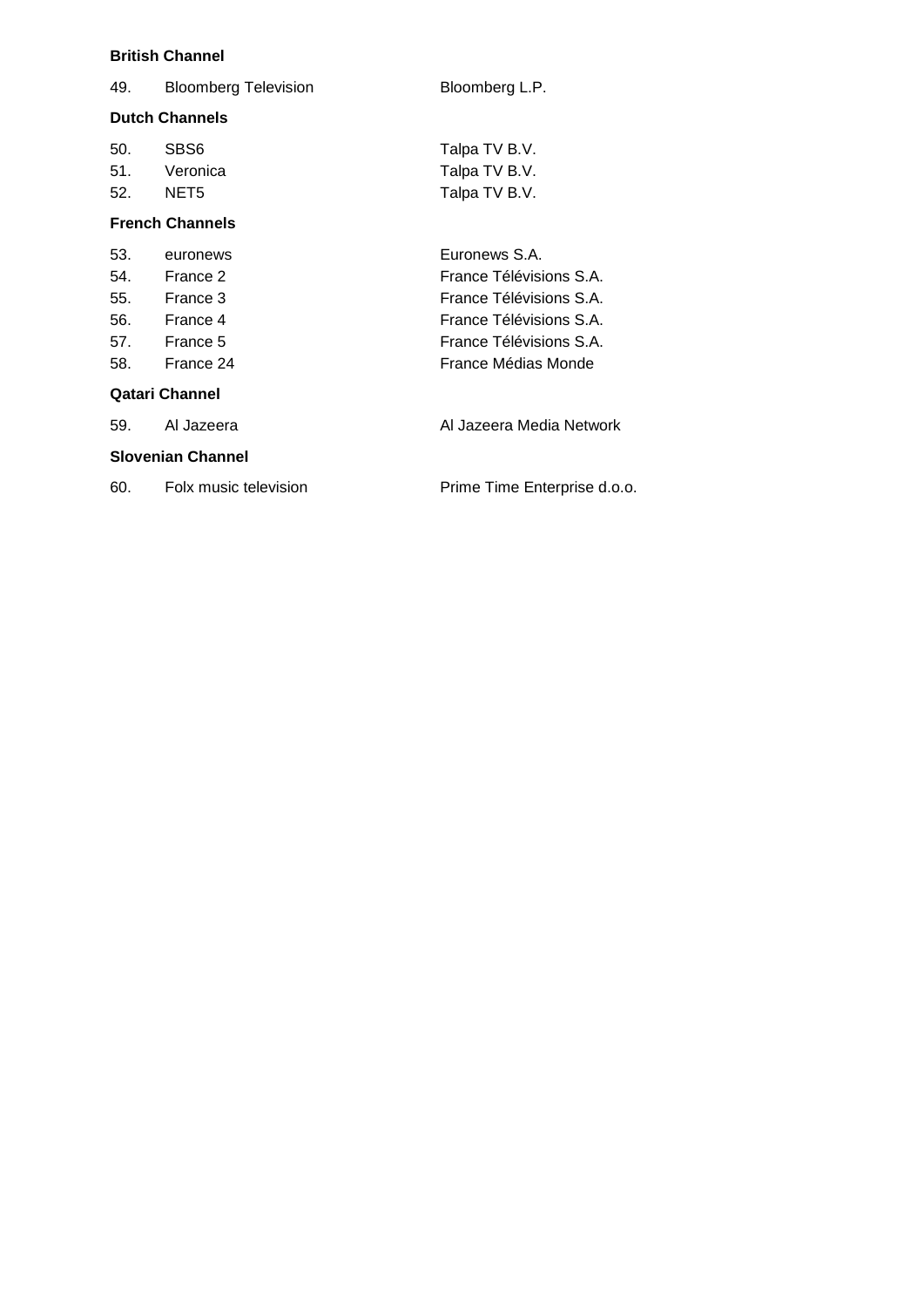**British Channel**

| | | |
|---|---|---|
| 49. | Bloomberg Television | Bloomberg L.P. |

**Dutch Channels**

| | | |
|---|---|---|
| 50. | SBS6 | Talpa TV B.V. |
| 51. | Veronica | Talpa TV B.V. |
| 52. | NET5 | Talpa TV B.V. |

**French Channels**

| | | |
|---|---|---|
| 53. | euronews | Euronews S.A. |
| 54. | France 2 | France Télévisions S.A. |
| 55. | France 3 | France Télévisions S.A. |
| 56. | France 4 | France Télévisions S.A. |
| 57. | France 5 | France Télévisions S.A. |
| 58. | France 24 | France Médias Monde |

**Qatari Channel**

| | | |
|---|---|---|
| 59. | Al Jazeera | Al Jazeera Media Network |

**Slovenian Channel**

| | | |
|---|---|---|
| 60. | Folx music television | Prime Time Enterprise d.o.o. |